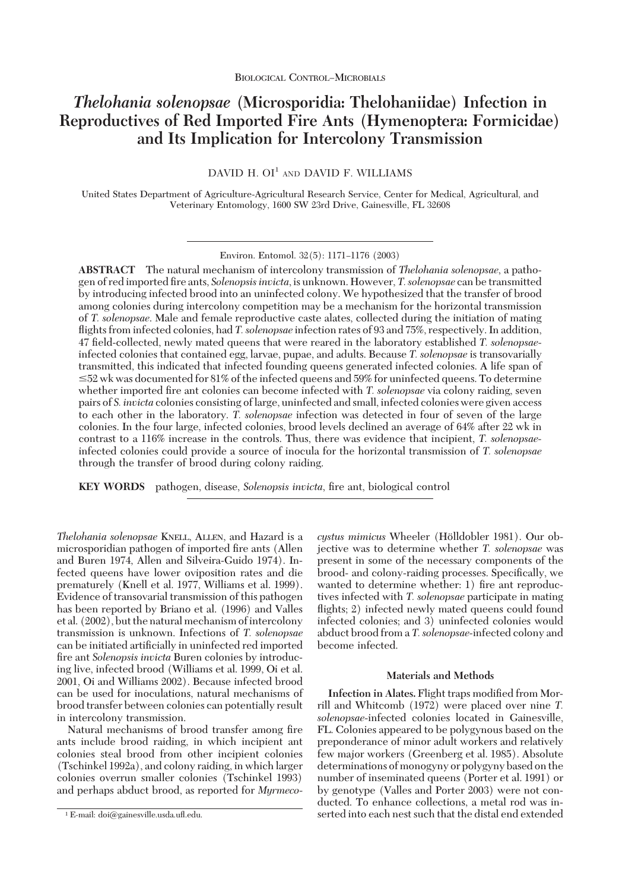BIOLOGICAL CONTROL–MICROBIALS

# *Thelohania solenopsae* (Microsporidia: Thelohaniidae) Infection in Reproductives of Red Imported Fire Ants (Hymenoptera: Formicidae) and Its Implication for Intercolony Transmission

DAVID H. OI[1] AND DAVID F. WILLIAMS

United States Department of Agriculture-Agricultural Research Service, Center for Medical, Agricultural, and Veterinary Entomology, 1600 SW 23rd Drive, Gainesville, FL 32608

Environ. Entomol. 32(5): 1171–1176 (2003)

**ABSTRACT** The natural mechanism of intercolony transmission of *Thelohania solenopsae*, a pathogen of red imported fire ants, *Solenopsis invicta*, is unknown. However, *T. solenopsae* can be transmitted by introducing infected brood into an uninfected colony. We hypothesized that the transfer of brood among colonies during intercolony competition may be a mechanism for the horizontal transmission of *T. solenopsae*. Male and female reproductive caste alates, collected during the initiation of mating flights from infected colonies, had *T. solenopsae* infection rates of 93 and 75%, respectively. In addition, 47 field-collected, newly mated queens that were reared in the laboratory established *T. solenopsae*-infected colonies that contained egg, larvae, pupae, and adults. Because *T. solenopsae* is transovarially transmitted, this indicated that infected founding queens generated infected colonies. A life span of ≤52 wk was documented for 81% of the infected queens and 59% for uninfected queens. To determine whether imported fire ant colonies can become infected with *T. solenopsae* via colony raiding, seven pairs of *S. invicta* colonies consisting of large, uninfected and small, infected colonies were given access to each other in the laboratory. *T. solenopsae* infection was detected in four of seven of the large colonies. In the four large, infected colonies, brood levels declined an average of 64% after 22 wk in contrast to a 116% increase in the controls. Thus, there was evidence that incipient, *T. solenopsae*-infected colonies could provide a source of inocula for the horizontal transmission of *T. solenopsae* through the transfer of brood during colony raiding.

**KEY WORDS** pathogen, disease, *Solenopsis invicta*, fire ant, biological control

*Thelohania solenopsae* KNELL, ALLEN, and Hazard is a microsporidian pathogen of imported fire ants (Allen and Buren 1974, Allen and Silveira-Guido 1974). Infected queens have lower oviposition rates and die prematurely (Knell et al. 1977, Williams et al. 1999). Evidence of transovarial transmission of this pathogen has been reported by Briano et al. (1996) and Valles et al. (2002), but the natural mechanism of intercolony transmission is unknown. Infections of *T. solenopsae* can be initiated artificially in uninfected red imported fire ant *Solenopsis invicta* Buren colonies by introducing live, infected brood (Williams et al. 1999, Oi et al. 2001, Oi and Williams 2002). Because infected brood can be used for inoculations, natural mechanisms of brood transfer between colonies can potentially result in intercolony transmission.

Natural mechanisms of brood transfer among fire ants include brood raiding, in which incipient ant colonies steal brood from other incipient colonies (Tschinkel 1992a), and colony raiding, in which larger colonies overrun smaller colonies (Tschinkel 1993) and perhaps abduct brood, as reported for *Myrmecocystus mimicus* Wheeler (Hölldobler 1981). Our objective was to determine whether *T. solenopsae* was present in some of the necessary components of the brood- and colony-raiding processes. Specifically, we wanted to determine whether: 1) fire ant reproductives infected with *T. solenopsae* participate in mating flights; 2) infected newly mated queens could found infected colonies; and 3) uninfected colonies would abduct brood from a *T. solenopsae*-infected colony and become infected.

## Materials and Methods

**Infection in Alates.** Flight traps modified from Morrill and Whitcomb (1972) were placed over nine *T. solenopsae*-infected colonies located in Gainesville, FL. Colonies appeared to be polygynous based on the preponderance of minor adult workers and relatively few major workers (Greenberg et al. 1985). Absolute determinations of monogyny or polygyny based on the number of inseminated queens (Porter et al. 1991) or by genotype (Valles and Porter 2003) were not conducted. To enhance collections, a metal rod was inserted into each nest such that the distal end extended

[1] E-mail: doi@gainesville.usda.ufl.edu.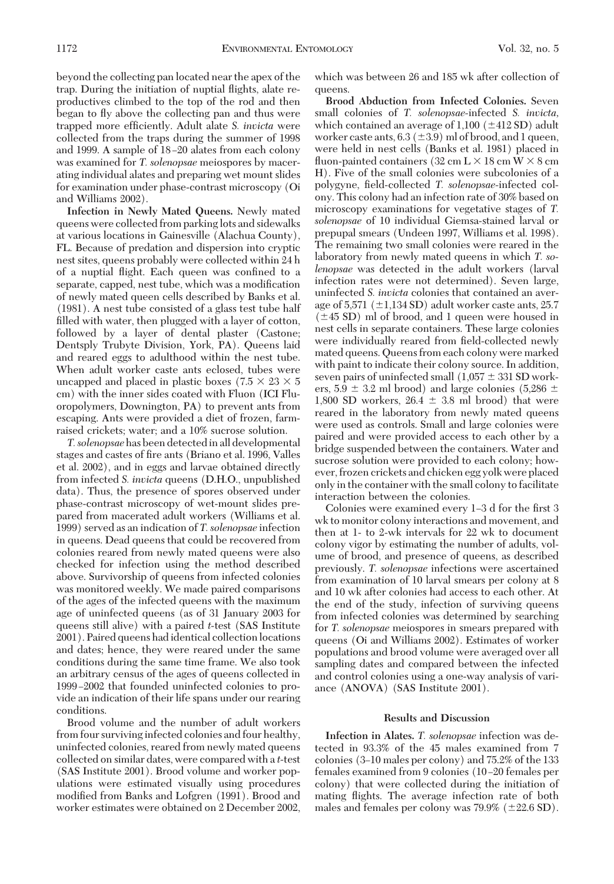beyond the collecting pan located near the apex of the trap. During the initiation of nuptial flights, alate reproductives climbed to the top of the rod and then began to fly above the collecting pan and thus were trapped more efficiently. Adult alate *S. invicta* were collected from the traps during the summer of 1998 and 1999. A sample of 18–20 alates from each colony was examined for *T. solenopsae* meiospores by macerating individual alates and preparing wet mount slides for examination under phase-contrast microscopy (Oi and Williams 2002).

**Infection in Newly Mated Queens.** Newly mated queens were collected from parking lots and sidewalks at various locations in Gainesville (Alachua County), FL. Because of predation and dispersion into cryptic nest sites, queens probably were collected within 24 h of a nuptial flight. Each queen was confined to a separate, capped, nest tube, which was a modification of newly mated queen cells described by Banks et al. (1981). A nest tube consisted of a glass test tube half filled with water, then plugged with a layer of cotton, followed by a layer of dental plaster (Castone; Dentsply Trubyte Division, York, PA). Queens laid and reared eggs to adulthood within the nest tube. When adult worker caste ants eclosed, tubes were uncapped and placed in plastic boxes (7.5 × 23 × 5 cm) with the inner sides coated with Fluon (ICI Fluoropolymers, Downington, PA) to prevent ants from escaping. Ants were provided a diet of frozen, farm-raised crickets; water; and a 10% sucrose solution.

*T. solenopsae* has been detected in all developmental stages and castes of fire ants (Briano et al. 1996, Valles et al. 2002), and in eggs and larvae obtained directly from infected *S. invicta* queens (D.H.O., unpublished data). Thus, the presence of spores observed under phase-contrast microscopy of wet-mount slides prepared from macerated adult workers (Williams et al. 1999) served as an indication of *T. solenopsae* infection in queens. Dead queens that could be recovered from colonies reared from newly mated queens were also checked for infection using the method described above. Survivorship of queens from infected colonies was monitored weekly. We made paired comparisons of the ages of the infected queens with the maximum age of uninfected queens (as of 31 January 2003 for queens still alive) with a paired *t*-test (SAS Institute 2001). Paired queens had identical collection locations and dates; hence, they were reared under the same conditions during the same time frame. We also took an arbitrary census of the ages of queens collected in 1999–2002 that founded uninfected colonies to provide an indication of their life spans under our rearing conditions.

Brood volume and the number of adult workers from four surviving infected colonies and four healthy, uninfected colonies, reared from newly mated queens collected on similar dates, were compared with a *t*-test (SAS Institute 2001). Brood volume and worker populations were estimated visually using procedures modified from Banks and Lofgren (1991). Brood and worker estimates were obtained on 2 December 2002, which was between 26 and 185 wk after collection of queens.

**Brood Abduction from Infected Colonies.** Seven small colonies of *T. solenopsae*-infected *S. invicta*, which contained an average of 1,100 (±412 SD) adult worker caste ants, 6.3 (±3.9) ml of brood, and 1 queen, were held in nest cells (Banks et al. 1981) placed in fluon-painted containers (32 cm L × 18 cm W × 8 cm H). Five of the small colonies were subcolonies of a polygyne, field-collected *T. solenopsae*-infected colony. This colony had an infection rate of 30% based on microscopy examinations for vegetative stages of *T. solenopsae* of 10 individual Giemsa-stained larval or prepupal smears (Undeen 1997, Williams et al. 1998). The remaining two small colonies were reared in the laboratory from newly mated queens in which *T. solenopsae* was detected in the adult workers (larval infection rates were not determined). Seven large, uninfected *S. invicta* colonies that contained an average of 5,571 (±1,134 SD) adult worker caste ants, 25.7 (±45 SD) ml of brood, and 1 queen were housed in nest cells in separate containers. These large colonies were individually reared from field-collected newly mated queens. Queens from each colony were marked with paint to indicate their colony source. In addition, seven pairs of uninfected small (1,057 ± 331 SD workers, 5.9 ± 3.2 ml brood) and large colonies (5,286 ± 1,800 SD workers, 26.4 ± 3.8 ml brood) that were reared in the laboratory from newly mated queens were used as controls. Small and large colonies were paired and were provided access to each other by a bridge suspended between the containers. Water and sucrose solution were provided to each colony; however, frozen crickets and chicken egg yolk were placed only in the container with the small colony to facilitate interaction between the colonies.

Colonies were examined every 1–3 d for the first 3 wk to monitor colony interactions and movement, and then at 1- to 2-wk intervals for 22 wk to document colony vigor by estimating the number of adults, volume of brood, and presence of queens, as described previously. *T. solenopsae* infections were ascertained from examination of 10 larval smears per colony at 8 and 10 wk after colonies had access to each other. At the end of the study, infection of surviving queens from infected colonies was determined by searching for *T. solenopsae* meiospores in smears prepared with queens (Oi and Williams 2002). Estimates of worker populations and brood volume were averaged over all sampling dates and compared between the infected and control colonies using a one-way analysis of variance (ANOVA) (SAS Institute 2001).

## Results and Discussion

**Infection in Alates.** *T. solenopsae* infection was detected in 93.3% of the 45 males examined from 7 colonies (3–10 males per colony) and 75.2% of the 133 females examined from 9 colonies (10–20 females per colony) that were collected during the initiation of mating flights. The average infection rate of both males and females per colony was 79.9% (±22.6 SD).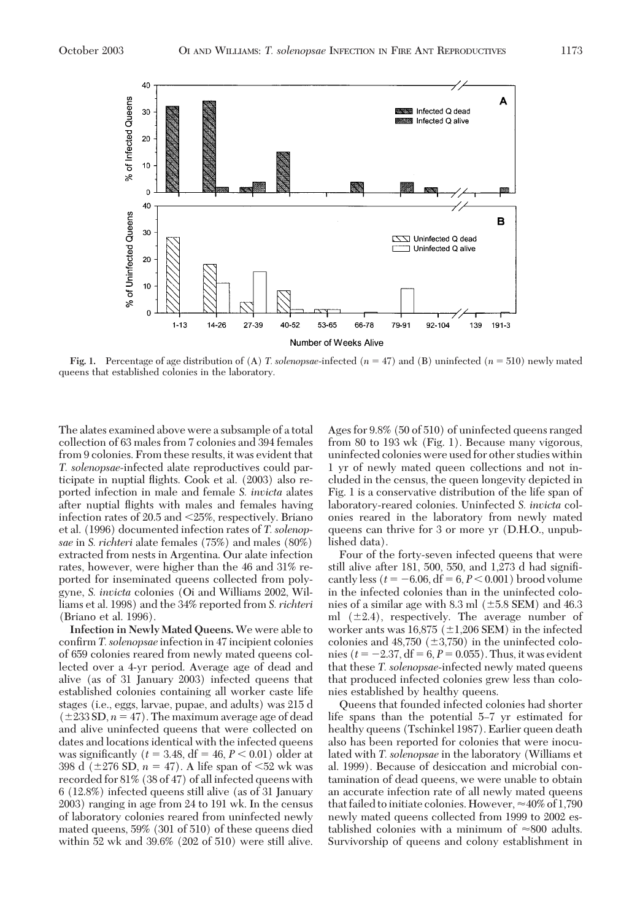**Fig. 1.** Percentage of age distribution of (A) *T. solenopsae*-infected ($n = 47$) and (B) uninfected ($n = 510$) newly mated queens that established colonies in the laboratory.

The alates examined above were a subsample of a total collection of 63 males from 7 colonies and 394 females from 9 colonies. From these results, it was evident that *T. solenopsae*-infected alate reproductives could participate in nuptial flights. Cook et al. (2003) also reported infection in male and female *S. invicta* alates after nuptial flights with males and females having infection rates of 20.5 and <25%, respectively. Briano et al. (1996) documented infection rates of *T. solenopsae* in *S. richteri* alate females (75%) and males (80%) extracted from nests in Argentina. Our alate infection rates, however, were higher than the 46 and 31% reported for inseminated queens collected from polygyne, *S. invicta* colonies (Oi and Williams 2002, Williams et al. 1998) and the 34% reported from *S. richteri* (Briano et al. 1996).

**Infection in Newly Mated Queens.** We were able to confirm *T. solenopsae* infection in 47 incipient colonies of 659 colonies reared from newly mated queens collected over a 4-yr period. Average age of dead and alive (as of 31 January 2003) infected queens that established colonies containing all worker caste life stages (i.e., eggs, larvae, pupae, and adults) was 215 d ($\pm$233 SD, $n = 47$). The maximum average age of dead and alive uninfected queens that were collected on dates and locations identical with the infected queens was significantly ($t = 3.48$, df = 46, $P < 0.01$) older at 398 d ($\pm$276 SD, $n = 47$). A life span of <52 wk was recorded for 81% (38 of 47) of all infected queens with 6 (12.8%) infected queens still alive (as of 31 January 2003) ranging in age from 24 to 191 wk. In the census of laboratory colonies reared from uninfected newly mated queens, 59% (301 of 510) of these queens died within 52 wk and 39.6% (202 of 510) were still alive. Ages for 9.8% (50 of 510) of uninfected queens ranged from 80 to 193 wk (Fig. 1). Because many vigorous, uninfected colonies were used for other studies within 1 yr of newly mated queen collections and not included in the census, the queen longevity depicted in Fig. 1 is a conservative distribution of the life span of laboratory-reared colonies. Uninfected *S. invicta* colonies reared in the laboratory from newly mated queens can thrive for 3 or more yr (D.H.O., unpublished data).

Four of the forty-seven infected queens that were still alive after 181, 500, 550, and 1,273 d had significantly less ($t = -6.06$, df = 6, $P < 0.001$) brood volume in the infected colonies than in the uninfected colonies of a similar age with 8.3 ml ($\pm$5.8 SEM) and 46.3 ml ($\pm$2.4), respectively. The average number of worker ants was 16,875 ($\pm$1,206 SEM) in the infected colonies and 48,750 ($\pm$3,750) in the uninfected colonies ($t = -2.37$, df = 6, $P = 0.055$). Thus, it was evident that these *T. solenopsae*-infected newly mated queens that produced infected colonies grew less than colonies established by healthy queens.

Queens that founded infected colonies had shorter life spans than the potential 5–7 yr estimated for healthy queens (Tschinkel 1987). Earlier queen death also has been reported for colonies that were inoculated with *T. solenopsae* in the laboratory (Williams et al. 1999). Because of desiccation and microbial contamination of dead queens, we were unable to obtain an accurate infection rate of all newly mated queens that failed to initiate colonies. However, ≈40% of 1,790 newly mated queens collected from 1999 to 2002 established colonies with a minimum of ≈800 adults. Survivorship of queens and colony establishment in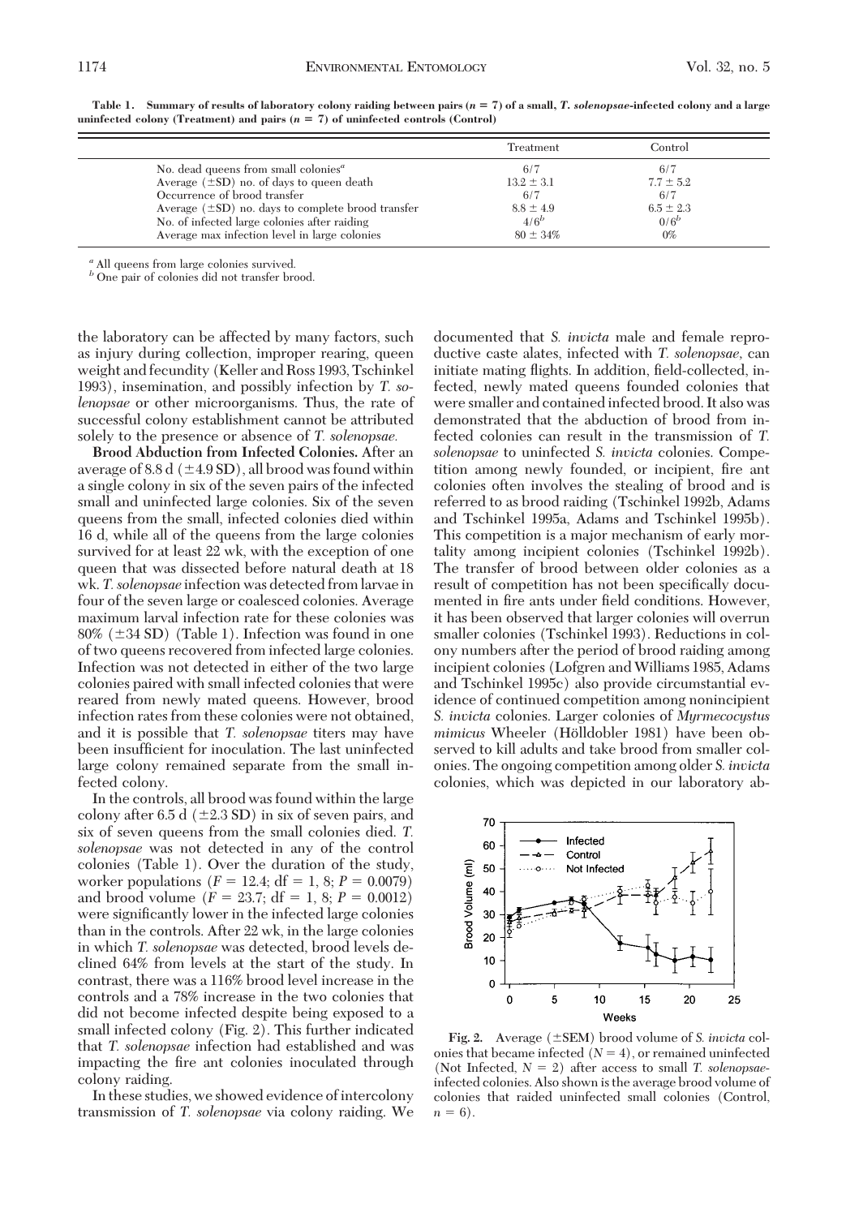**Table 1. Summary of results of laboratory colony raiding between pairs ($n = 7$) of a small, *T. solenopsae*-infected colony and a large uninfected colony (Treatment) and pairs ($n = 7$) of uninfected controls (Control)**

| | Treatment | Control |
|---|---|---|
| No. dead queens from small colonies[a] | 6/7 | 6/7 |
| Average (±SD) no. of days to queen death | 13.2 ± 3.1 | 7.7 ± 5.2 |
| Occurrence of brood transfer | 6/7 | 6/7 |
| Average (±SD) no. days to complete brood transfer | 8.8 ± 4.9 | 6.5 ± 2.3 |
| No. of infected large colonies after raiding | 4/6[b] | 0/6[b] |
| Average max infection level in large colonies | 80 ± 34% | 0% |

[a] All queens from large colonies survived.
[b] One pair of colonies did not transfer brood.

the laboratory can be affected by many factors, such as injury during collection, improper rearing, queen weight and fecundity (Keller and Ross 1993, Tschinkel 1993), insemination, and possibly infection by *T. solenopsae* or other microorganisms. Thus, the rate of successful colony establishment cannot be attributed solely to the presence or absence of *T. solenopsae.*

**Brood Abduction from Infected Colonies.** After an average of 8.8 d (±4.9 SD), all brood was found within a single colony in six of the seven pairs of the infected small and uninfected large colonies. Six of the seven queens from the small, infected colonies died within 16 d, while all of the queens from the large colonies survived for at least 22 wk, with the exception of one queen that was dissected before natural death at 18 wk. *T. solenopsae* infection was detected from larvae in four of the seven large or coalesced colonies. Average maximum larval infection rate for these colonies was 80% (±34 SD) (Table 1). Infection was found in one of two queens recovered from infected large colonies. Infection was not detected in either of the two large colonies paired with small infected colonies that were reared from newly mated queens. However, brood infection rates from these colonies were not obtained, and it is possible that *T. solenopsae* titers may have been insufficient for inoculation. The last uninfected large colony remained separate from the small infected colony.

In the controls, all brood was found within the large colony after 6.5 d (±2.3 SD) in six of seven pairs, and six of seven queens from the small colonies died. *T. solenopsae* was not detected in any of the control colonies (Table 1). Over the duration of the study, worker populations ($F = 12.4$; df = 1, 8; $P = 0.0079$) and brood volume ($F = 23.7$; df = 1, 8; $P = 0.0012$) were significantly lower in the infected large colonies than in the controls. After 22 wk, in the large colonies in which *T. solenopsae* was detected, brood levels declined 64% from levels at the start of the study. In contrast, there was a 116% brood level increase in the controls and a 78% increase in the two colonies that did not become infected despite being exposed to a small infected colony (Fig. 2). This further indicated that *T. solenopsae* infection had established and was impacting the fire ant colonies inoculated through colony raiding.

In these studies, we showed evidence of intercolony transmission of *T. solenopsae* via colony raiding. We documented that *S. invicta* male and female reproductive caste alates, infected with *T. solenopsae*, can initiate mating flights. In addition, field-collected, infected, newly mated queens founded colonies that were smaller and contained infected brood. It also was demonstrated that the abduction of brood from infected colonies can result in the transmission of *T. solenopsae* to uninfected *S. invicta* colonies. Competition among newly founded, or incipient, fire ant colonies often involves the stealing of brood and is referred to as brood raiding (Tschinkel 1992b, Adams and Tschinkel 1995a, Adams and Tschinkel 1995b). This competition is a major mechanism of early mortality among incipient colonies (Tschinkel 1992b). The transfer of brood between older colonies as a result of competition has not been specifically documented in fire ants under field conditions. However, it has been observed that larger colonies will overrun smaller colonies (Tschinkel 1993). Reductions in colony numbers after the period of brood raiding among incipient colonies (Lofgren and Williams 1985, Adams and Tschinkel 1995c) also provide circumstantial evidence of continued competition among nonincipient *S. invicta* colonies. Larger colonies of *Myrmecocystus mimicus* Wheeler (Hölldobler 1981) have been observed to kill adults and take brood from smaller colonies. The ongoing competition among older *S. invicta* colonies, which was depicted in our laboratory ab-

**Fig. 2.** Average (±SEM) brood volume of *S. invicta* colonies that became infected ($N = 4$), or remained uninfected (Not Infected, $N = 2$) after access to small *T. solenopsae*-infected colonies. Also shown is the average brood volume of colonies that raided uninfected small colonies (Control, $n = 6$).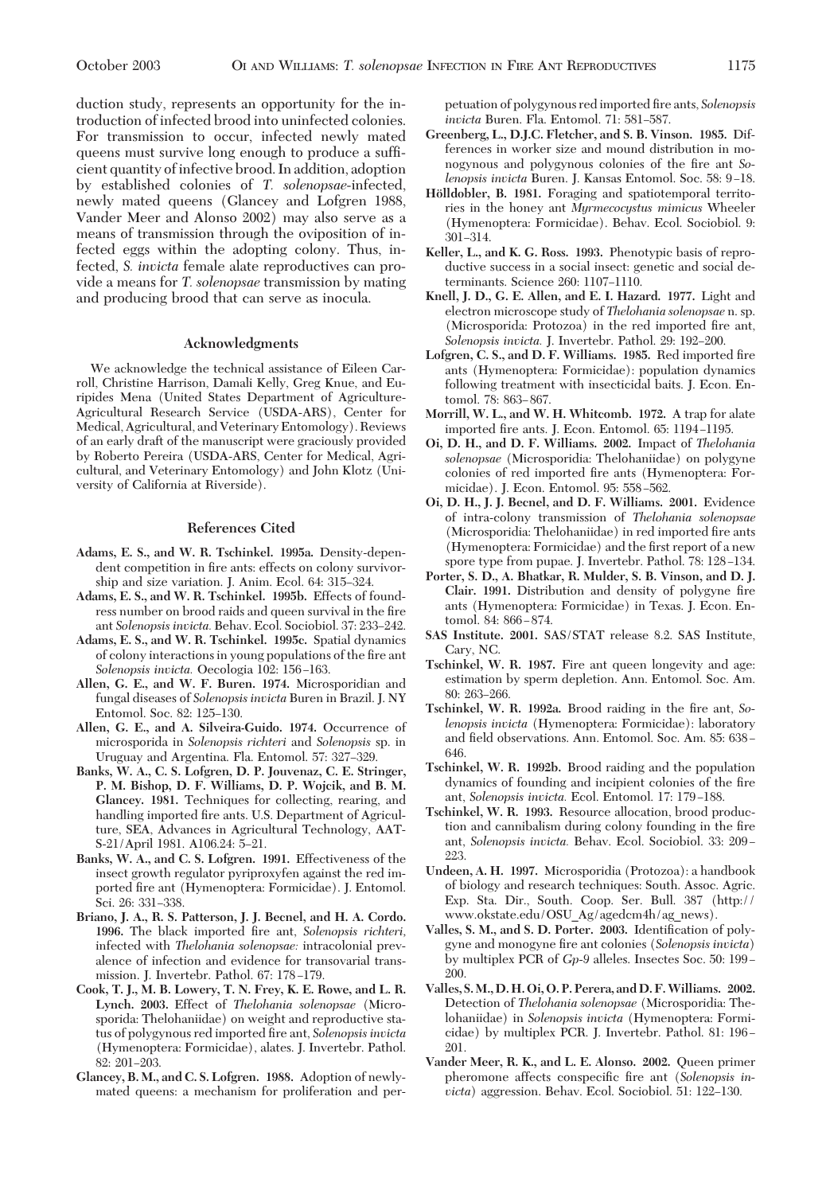duction study, represents an opportunity for the introduction of infected brood into uninfected colonies. For transmission to occur, infected newly mated queens must survive long enough to produce a sufficient quantity of infective brood. In addition, adoption by established colonies of *T. solenopsae*-infected, newly mated queens (Glancey and Lofgren 1988, Vander Meer and Alonso 2002) may also serve as a means of transmission through the oviposition of infected eggs within the adopting colony. Thus, infected, *S. invicta* female alate reproductives can provide a means for *T. solenopsae* transmission by mating and producing brood that can serve as inocula.

## Acknowledgments

We acknowledge the technical assistance of Eileen Carroll, Christine Harrison, Damali Kelly, Greg Knue, and Euripides Mena (United States Department of Agriculture-Agricultural Research Service (USDA-ARS), Center for Medical, Agricultural, and Veterinary Entomology). Reviews of an early draft of the manuscript were graciously provided by Roberto Pereira (USDA-ARS, Center for Medical, Agricultural, and Veterinary Entomology) and John Klotz (University of California at Riverside).

## References Cited

**Adams, E. S., and W. R. Tschinkel. 1995a.** Density-dependent competition in fire ants: effects on colony survivorship and size variation. J. Anim. Ecol. 64: 315–324.

**Adams, E. S., and W. R. Tschinkel. 1995b.** Effects of foundress number on brood raids and queen survival in the fire ant *Solenopsis invicta.* Behav. Ecol. Sociobiol. 37: 233–242.

**Adams, E. S., and W. R. Tschinkel. 1995c.** Spatial dynamics of colony interactions in young populations of the fire ant *Solenopsis invicta.* Oecologia 102: 156–163.

**Allen, G. E., and W. F. Buren. 1974.** Microsporidian and fungal diseases of *Solenopsis invicta* Buren in Brazil. J. NY Entomol. Soc. 82: 125–130.

**Allen, G. E., and A. Silveira-Guido. 1974.** Occurrence of microsporida in *Solenopsis richteri* and *Solenopsis* sp. in Uruguay and Argentina. Fla. Entomol. 57: 327–329.

**Banks, W. A., C. S. Lofgren, D. P. Jouvenaz, C. E. Stringer, P. M. Bishop, D. F. Williams, D. P. Wojcik, and B. M. Glancey. 1981.** Techniques for collecting, rearing, and handling imported fire ants. U.S. Department of Agriculture, SEA, Advances in Agricultural Technology, AAT-S-21/April 1981. A106.24: 5–21.

**Banks, W. A., and C. S. Lofgren. 1991.** Effectiveness of the insect growth regulator pyriproxyfen against the red imported fire ant (Hymenoptera: Formicidae). J. Entomol. Sci. 26: 331–338.

**Briano, J. A., R. S. Patterson, J. J. Becnel, and H. A. Cordo. 1996.** The black imported fire ant, *Solenopsis richteri*, infected with *Thelohania solenopsae:* intracolonial prevalence of infection and evidence for transovarial transmission. J. Invertebr. Pathol. 67: 178–179.

**Cook, T. J., M. B. Lowery, T. N. Frey, K. E. Rowe, and L. R. Lynch. 2003.** Effect of *Thelohania solenopsae* (Microsporida: Thelohaniidae) on weight and reproductive status of polygynous red imported fire ant, *Solenopsis invicta* (Hymenoptera: Formicidae), alates. J. Invertebr. Pathol. 82: 201–203.

**Glancey, B. M., and C. S. Lofgren. 1988.** Adoption of newly-mated queens: a mechanism for proliferation and perpetuation of polygynous red imported fire ants, *Solenopsis invicta* Buren. Fla. Entomol. 71: 581–587.

**Greenberg, L., D.J.C. Fletcher, and S. B. Vinson. 1985.** Differences in worker size and mound distribution in monogynous and polygynous colonies of the fire ant *Solenopsis invicta* Buren. J. Kansas Entomol. Soc. 58: 9–18.

**Hölldobler, B. 1981.** Foraging and spatiotemporal territories in the honey ant *Myrmecocystus mimicus* Wheeler (Hymenoptera: Formicidae). Behav. Ecol. Sociobiol. 9: 301–314.

**Keller, L., and K. G. Ross. 1993.** Phenotypic basis of reproductive success in a social insect: genetic and social determinants. Science 260: 1107–1110.

**Knell, J. D., G. E. Allen, and E. I. Hazard. 1977.** Light and electron microscope study of *Thelohania solenopsae* n. sp. (Microsporida: Protozoa) in the red imported fire ant, *Solenopsis invicta.* J. Invertebr. Pathol. 29: 192–200.

**Lofgren, C. S., and D. F. Williams. 1985.** Red imported fire ants (Hymenoptera: Formicidae): population dynamics following treatment with insecticidal baits. J. Econ. Entomol. 78: 863–867.

**Morrill, W. L., and W. H. Whitcomb. 1972.** A trap for alate imported fire ants. J. Econ. Entomol. 65: 1194–1195.

**Oi, D. H., and D. F. Williams. 2002.** Impact of *Thelohania solenopsae* (Microsporidia: Thelohaniidae) on polygyne colonies of red imported fire ants (Hymenoptera: Formicidae). J. Econ. Entomol. 95: 558–562.

**Oi, D. H., J. J. Becnel, and D. F. Williams. 2001.** Evidence of intra-colony transmission of *Thelohania solenopsae* (Microsporidia: Thelohaniidae) in red imported fire ants (Hymenoptera: Formicidae) and the first report of a new spore type from pupae. J. Invertebr. Pathol. 78: 128–134.

**Porter, S. D., A. Bhatkar, R. Mulder, S. B. Vinson, and D. J. Clair. 1991.** Distribution and density of polygyne fire ants (Hymenoptera: Formicidae) in Texas. J. Econ. Entomol. 84: 866–874.

**SAS Institute. 2001.** SAS/STAT release 8.2. SAS Institute, Cary, NC.

**Tschinkel, W. R. 1987.** Fire ant queen longevity and age: estimation by sperm depletion. Ann. Entomol. Soc. Am. 80: 263–266.

**Tschinkel, W. R. 1992a.** Brood raiding in the fire ant, *Solenopsis invicta* (Hymenoptera: Formicidae): laboratory and field observations. Ann. Entomol. Soc. Am. 85: 638–646.

**Tschinkel, W. R. 1992b.** Brood raiding and the population dynamics of founding and incipient colonies of the fire ant, *Solenopsis invicta.* Ecol. Entomol. 17: 179–188.

**Tschinkel, W. R. 1993.** Resource allocation, brood production and cannibalism during colony founding in the fire ant, *Solenopsis invicta.* Behav. Ecol. Sociobiol. 33: 209–223.

**Undeen, A. H. 1997.** Microsporidia (Protozoa): a handbook of biology and research techniques: South. Assoc. Agric. Exp. Sta. Dir., South. Coop. Ser. Bull. 387 (http://www.okstate.edu/OSU_Ag/agedcm4h/ag_news).

**Valles, S. M., and S. D. Porter. 2003.** Identification of polygyne and monogyne fire ant colonies (*Solenopsis invicta*) by multiplex PCR of *Gp-9* alleles. Insectes Soc. 50: 199–200.

**Valles, S. M., D. H. Oi, O. P. Perera, and D. F. Williams. 2002.** Detection of *Thelohania solenopsae* (Microsporidia: Thelohaniidae) in *Solenopsis invicta* (Hymenoptera: Formicidae) by multiplex PCR. J. Invertebr. Pathol. 81: 196–201.

**Vander Meer, R. K., and L. E. Alonso. 2002.** Queen primer pheromone affects conspecific fire ant (*Solenopsis invicta*) aggression. Behav. Ecol. Sociobiol. 51: 122–130.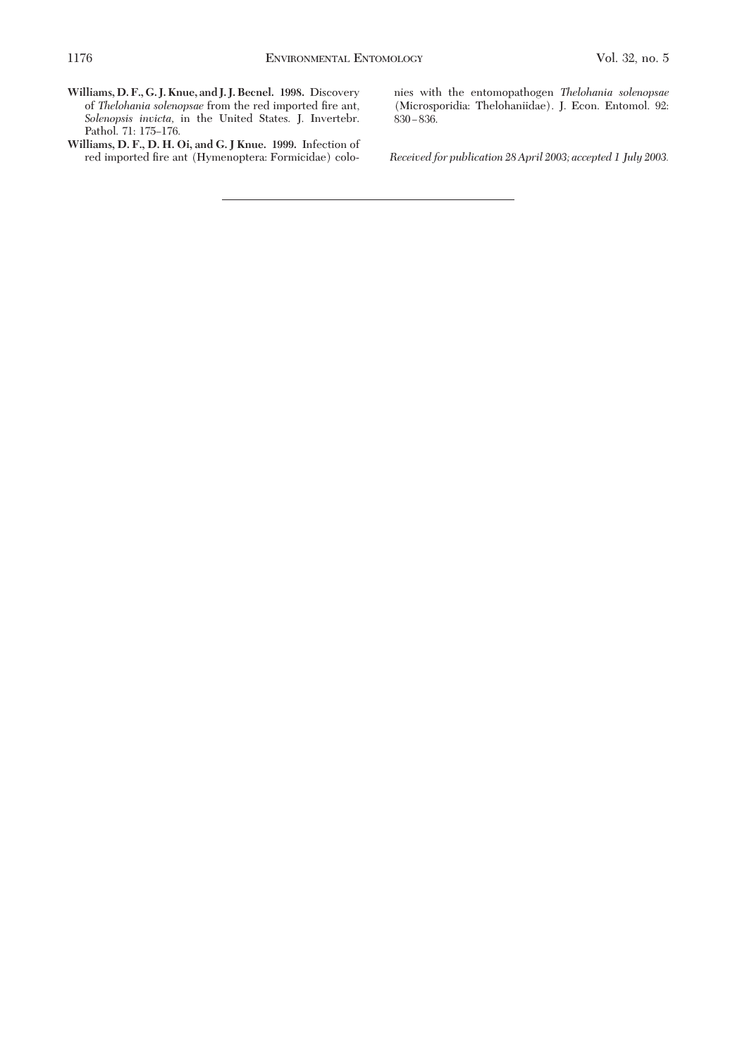**Williams, D. F., G. J. Knue, and J. J. Becnel. 1998.** Discovery of *Thelohania solenopsae* from the red imported fire ant, *Solenopsis invicta,* in the United States. J. Invertebr. Pathol. 71: 175–176.

**Williams, D. F., D. H. Oi, and G. J Knue. 1999.** Infection of red imported fire ant (Hymenoptera: Formicidae) colonies with the entomopathogen *Thelohania solenopsae* (Microsporidia: Thelohaniidae). J. Econ. Entomol. 92: 830–836.

*Received for publication 28 April 2003; accepted 1 July 2003.*